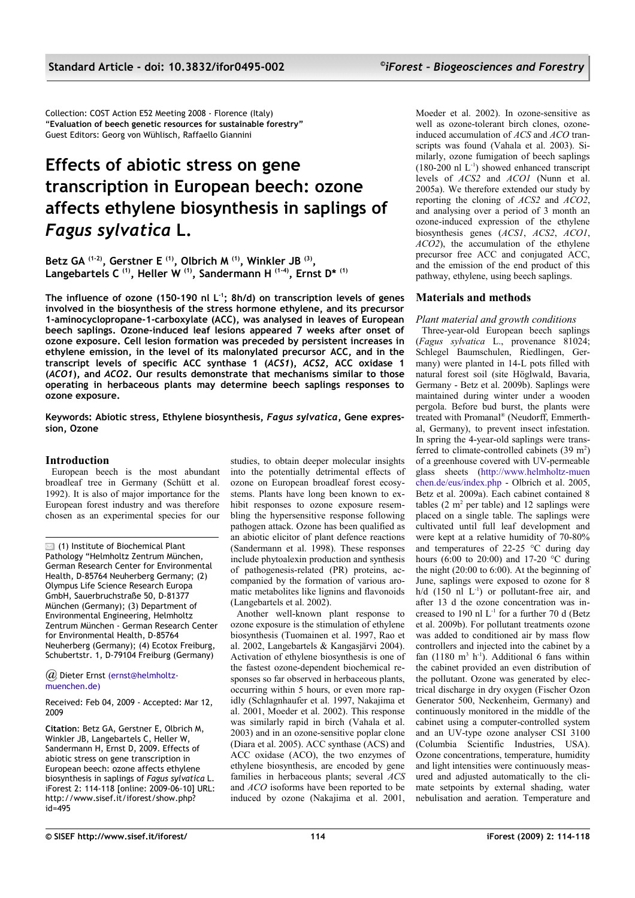Collection: COST Action E52 Meeting 2008 - Florence (Italy)
"**Evaluation of beech genetic resources for sustainable forestry**"
Guest Editors: Georg von Wühlisch, Raffaello Giannini

# Effects of abiotic stress on gene transcription in European beech: ozone affects ethylene biosynthesis in saplings of *Fagus sylvatica* L.

**Betz GA [1-2], Gerstner E [1], Olbrich M [1], Winkler JB [3], Langebartels C [1], Heller W [1], Sandermann H [1-4], Ernst D* [1]**

**The influence of ozone (150-190 nl $L^{-1}$; 8h/d) on transcription levels of genes involved in the biosynthesis of the stress hormone ethylene, and its precursor 1-aminocyclopropane-1-carboxylate (ACC), was analysed in leaves of European beech saplings. Ozone-induced leaf lesions appeared 7 weeks after onset of ozone exposure. Cell lesion formation was preceded by persistent increases in ethylene emission, in the level of its malonylated precursor ACC, and in the transcript levels of specific ACC synthase 1 (*ACS1*), *ACS2*, ACC oxidase 1 (*ACO1*), and *ACO2*. Our results demonstrate that mechanisms similar to those operating in herbaceous plants may determine beech saplings responses to ozone exposure.**

**Keywords: Abiotic stress, Ethylene biosynthesis, *Fagus sylvatica*, Gene expression, Ozone**

## Introduction

European beech is the most abundant broadleaf tree in Germany (Schütt et al. 1992). It is also of major importance for the European forest industry and was therefore chosen as an experimental species for our studies, to obtain deeper molecular insights into the potentially detrimental effects of ozone on European broadleaf forest ecosystems. Plants have long been known to exhibit responses to ozone exposure resembling the hypersensitive response following pathogen attack. Ozone has been qualified as an abiotic elicitor of plant defence reactions (Sandermann et al. 1998). These responses include phytoalexin production and synthesis of pathogenesis-related (PR) proteins, accompanied by the formation of various aromatic metabolites like lignins and flavonoids (Langebartels et al. 2002).

Another well-known plant response to ozone exposure is the stimulation of ethylene biosynthesis (Tuomainen et al. 1997, Rao et al. 2002, Langebartels & Kangasjärvi 2004). Activation of ethylene biosynthesis is one of the fastest ozone-dependent biochemical responses so far observed in herbaceous plants, occurring within 5 hours, or even more rapidly (Schlagnhaufer et al. 1997, Nakajima et al. 2001, Moeder et al. 2002). This response was similarly rapid in birch (Vahala et al. 2003) and in an ozone-sensitive poplar clone (Diara et al. 2005). ACC synthase (ACS) and ACC oxidase (ACO), the two enzymes of ethylene biosynthesis, are encoded by gene families in herbaceous plants; several *ACS* and *ACO* isoforms have been reported to be induced by ozone (Nakajima et al. 2001, Moeder et al. 2002). In ozone-sensitive as well as ozone-tolerant birch clones, ozone-induced accumulation of *ACS* and *ACO* transcripts was found (Vahala et al. 2003). Similarly, ozone fumigation of beech saplings (180-200 nl $L^{-1}$) showed enhanced transcript levels of *ACS2* and *ACO1* (Nunn et al. 2005a). We therefore extended our study by reporting the cloning of *ACS2* and *ACO2*, and analysing over a period of 3 month an ozone-induced expression of the ethylene biosynthesis genes (*ACS1*, *ACS2*, *ACO1*, *ACO2*), the accumulation of the ethylene precursor free ACC and conjugated ACC, and the emission of the end product of this pathway, ethylene, using beech saplings.

(1) Institute of Biochemical Plant Pathology "Helmholtz Zentrum München, German Research Center for Environmental Health, D-85764 Neuherberg Germany; (2) Olympus Life Science Research Europa GmbH, Sauerbruchstraße 50, D-81377 München (Germany); (3) Department of Environmental Engineering, Helmholtz Zentrum München - German Research Center for Environmental Health, D-85764 Neuherberg (Germany); (4) Ecotox Freiburg, Schubertstr. 1, D-79104 Freiburg (Germany)

@ Dieter Ernst (ernst@helmholtz-muenchen.de)

Received: Feb 04, 2009 - Accepted: Mar 12, 2009

**Citation**: Betz GA, Gerstner E, Olbrich M, Winkler JB, Langebartels C, Heller W, Sandermann H, Ernst D, 2009. Effects of abiotic stress on gene transcription in European beech: ozone affects ethylene biosynthesis in saplings of *Fagus sylvatica* L. iForest 2: 114-118 [online: 2009-06-10] URL: http://www.sisef.it/iforest/show.php?id=495

## Materials and methods

### *Plant material and growth conditions*

Three-year-old European beech saplings (*Fagus sylvatica* L., provenance 81024; Schlegel Baumschulen, Riedlingen, Germany) were planted in 14-L pots filled with natural forest soil (site Höglwald, Bavaria, Germany - Betz et al. 2009b). Saplings were maintained during winter under a wooden pergola. Before bud burst, the plants were treated with Promanal® (Neudorff, Emmerthal, Germany), to prevent insect infestation. In spring the 4-year-old saplings were transferred to climate-controlled cabinets (39 $m^2$) of a greenhouse covered with UV-permeable glass sheets (http://www.helmholtz-muenchen.de/eus/index.php - Olbrich et al. 2005, Betz et al. 2009a). Each cabinet contained 8 tables (2 $m^2$ per table) and 12 saplings were placed on a single table. The saplings were cultivated until full leaf development and were kept at a relative humidity of 70-80% and temperatures of 22-25 °C during day hours (6:00 to 20:00) and 17-20 °C during the night (20:00 to 6:00). At the beginning of June, saplings were exposed to ozone for 8 h/d (150 nl $L^{-1}$) or pollutant-free air, and after 13 d the ozone concentration was increased to 190 nl $L^{-1}$ for a further 70 d (Betz et al. 2009b). For pollutant treatments ozone was added to conditioned air by mass flow controllers and injected into the cabinet by a fan (1180 $m^3$ $h^{-1}$). Additional 6 fans within the cabinet provided an even distribution of the pollutant. Ozone was generated by electrical discharge in dry oxygen (Fischer Ozon Generator 500, Neckenheim, Germany) and continuously monitored in the middle of the cabinet using a computer-controlled system and an UV-type ozone analyser CSI 3100 (Columbia Scientific Industries, USA). Ozone concentrations, temperature, humidity and light intensities were continuously measured and adjusted automatically to the climate setpoints by external shading, water nebulisation and aeration. Temperature and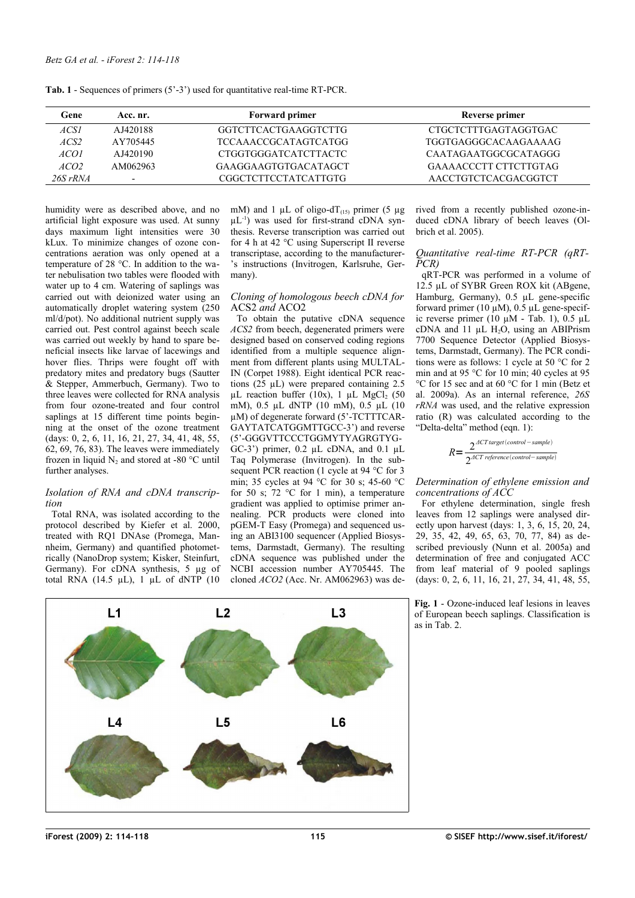**Tab. 1** - Sequences of primers (5'-3') used for quantitative real-time RT-PCR.

| Gene | Acc. nr. | Forward primer | Reverse primer |
|---|---|---|---|
| *ACS1* | AJ420188 | GGTCTTCACTGAAGGTCTTG | CTGCTCTTTGAGTAGGTGAC |
| *ACS2* | AY705445 | TCCAAACCGCATAGTCATGG | TGGTGAGGGCACAAGAAAAG |
| *ACO1* | AJ420190 | CTGGTGGGATCATCTTACTC | CAATAGAATGGCGCATAGGG |
| *ACO2* | AM062963 | GAAGGAAGTGTGACATAGCT | GAAAACCCTT CTTCTTGTAG |
| *26S rRNA* | - | CGGCTCTTCCTATCATTGTG | AACCTGTCTCACGACGGTCT |

humidity were as described above, and no artificial light exposure was used. At sunny days maximum light intensities were 30 kLux. To minimize changes of ozone concentrations aeration was only opened at a temperature of 28 °C. In addition to the water nebulisation two tables were flooded with water up to 4 cm. Watering of saplings was carried out with deionized water using an automatically droplet watering system (250 ml/d/pot). No additional nutrient supply was carried out. Pest control against beech scale was carried out weekly by hand to spare beneficial insects like larvae of lacewings and hover flies. Thrips were fought off with predatory mites and predatory bugs (Sautter & Stepper, Ammerbuch, Germany). Two to three leaves were collected for RNA analysis from four ozone-treated and four control saplings at 15 different time points beginning at the onset of the ozone treatment (days: 0, 2, 6, 11, 16, 21, 27, 34, 41, 48, 55, 62, 69, 76, 83). The leaves were immediately frozen in liquid $N_2$ and stored at -80 °C until further analyses.

### Isolation of RNA and cDNA transcription

Total RNA, was isolated according to the protocol described by Kiefer et al. 2000, treated with RQ1 DNAse (Promega, Mannheim, Germany) and quantified photometrically (NanoDrop system; Kisker, Steinfurt, Germany). For cDNA synthesis, 5 µg of total RNA (14.5 µL), 1 µL of dNTP (10 mM) and 1 µL of oligo-$dT_{(15)}$ primer (5 µg $\mu L^{-1}$) was used for first-strand cDNA synthesis. Reverse transcription was carried out for 4 h at 42 °C using Superscript II reverse transcriptase, according to the manufacturer's instructions (Invitrogen, Karlsruhe, Germany).

### Cloning of homologous beech cDNA for ACS2 *and* ACO2

To obtain the putative cDNA sequence *ACS2* from beech, degenerated primers were designed based on conserved coding regions identified from a multiple sequence alignment from different plants using MULTALIN (Corpet 1988). Eight identical PCR reactions (25 µL) were prepared containing 2.5 µL reaction buffer (10x), 1 µL $MgCl_2$ (50 mM), 0.5 µL dNTP (10 mM), 0.5 µL (10 µM) of degenerate forward (5'-TCTTTCARGAYTATCATGGMTTGCC-3') and reverse (5'-GGGVTTCCCTGGMYTYAGRGTYGGC-3') primer, 0.2 µL cDNA, and 0.1 µL Taq Polymerase (Invitrogen). In the subsequent PCR reaction (1 cycle at 94 °C for 3 min; 35 cycles at 94 °C for 30 s; 45-60 °C for 50 s; 72 °C for 1 min), a temperature gradient was applied to optimise primer annealing. PCR products were cloned into pGEM-T Easy (Promega) and sequenced using an ABI3100 sequencer (Applied Biosystems, Darmstadt, Germany). The resulting cDNA sequence was published under the NCBI accession number AY705445. The cloned *ACO2* (Acc. Nr. AM062963) was derived from a recently published ozone-induced cDNA library of beech leaves (Olbrich et al. 2005).

### Quantitative real-time RT-PCR (qRT-PCR)

qRT-PCR was performed in a volume of 12.5 µL of SYBR Green ROX kit (ABgene, Hamburg, Germany), 0.5 µL gene-specific forward primer (10 µM), 0.5 µL gene-specific reverse primer (10 µM - Tab. 1), 0.5 µL cDNA and 11 µL $H_2O$, using an ABIPrism 7700 Sequence Detector (Applied Biosystems, Darmstadt, Germany). The PCR conditions were as follows: 1 cycle at 50 °C for 2 min and at 95 °C for 10 min; 40 cycles at 95 °C for 15 sec and at 60 °C for 1 min (Betz et al. 2009a). As an internal reference, *26S rRNA* was used, and the relative expression ratio (R) was calculated according to the "Delta-delta" method (eqn. 1):

$$R=\frac{2^{\Delta CT\,target(control-sample)}}{2^{\Delta CT\,reference(control-sample)}}$$

### Determination of ethylene emission and concentrations of ACC

For ethylene determination, single fresh leaves from 12 saplings were analysed directly upon harvest (days: 1, 3, 6, 15, 20, 24, 29, 35, 42, 49, 65, 63, 70, 77, 84) as described previously (Nunn et al. 2005a) and determination of free and conjugated ACC from leaf material of 9 pooled saplings (days: 0, 2, 6, 11, 16, 21, 27, 34, 41, 48, 55,

**Fig. 1** - Ozone-induced leaf lesions in leaves of European beech saplings. Classification is as in Tab. 2.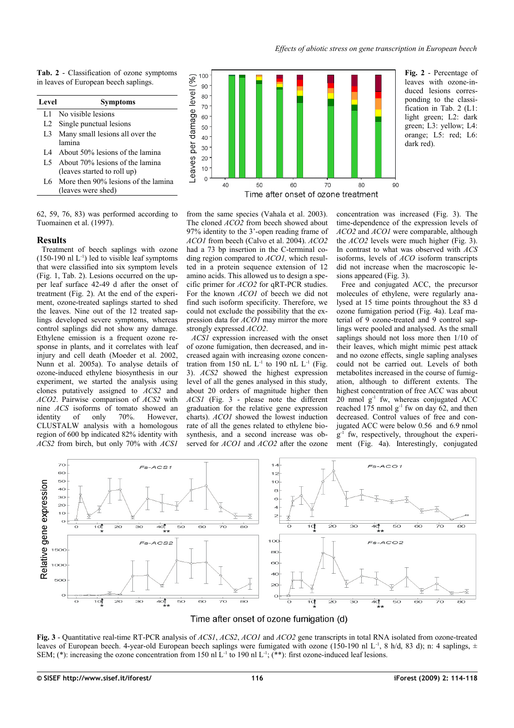**Tab. 2** - Classification of ozone symptoms in leaves of European beech saplings.

| Level | Symptoms |
|---|---|
| L1 | No visible lesions |
| L2 | Single punctual lesions |
| L3 | Many small lesions all over the lamina |
| L4 | About 50% lesions of the lamina |
| L5 | About 70% lesions of the lamina (leaves started to roll up) |
| L6 | More then 90% lesions of the lamina (leaves were shed) |

**Fig. 2** - Percentage of leaves with ozone-induced lesions corresponding to the classification in Tab. 2 (L1: light green; L2: dark green; L3: yellow; L4: orange; L5: red; L6: dark red).

62, 59, 76, 83) was performed according to Tuomainen et al. (1997).

## Results

Treatment of beech saplings with ozone (150-190 nl $L^{-1}$) led to visible leaf symptoms that were classified into six symptom levels (Fig. 1, Tab. 2). Lesions occurred on the upper leaf surface 42-49 d after the onset of treatment (Fig. 2). At the end of the experiment, ozone-treated saplings started to shed the leaves. Nine out of the 12 treated saplings developed severe symptoms, whereas control saplings did not show any damage. Ethylene emission is a frequent ozone response in plants, and it correlates with leaf injury and cell death (Moeder et al. 2002, Nunn et al. 2005a). To analyse details of ozone-induced ethylene biosynthesis in our experiment, we started the analysis using clones putatively assigned to *ACS2* and *ACO2*. Pairwise comparison of *ACS2* with nine *ACS* isoforms of tomato showed an identity of only 70%. However, CLUSTALW analysis with a homologous region of 600 bp indicated 82% identity with *ACS2* from birch, but only 70% with *ACS1* from the same species (Vahala et al. 2003). The cloned *ACO2* from beech showed about 97% identity to the 3'-open reading frame of *ACO1* from beech (Calvo et al. 2004). *ACO2* had a 73 bp insertion in the C-terminal coding region compared to *ACO1,* which resulted in a protein sequence extension of 12 amino acids. This allowed us to design a specific primer for *ACO2* for qRT-PCR studies. For the known *ACO1* of beech we did not find such isoform specificity. Therefore, we could not exclude the possibility that the expression data for *ACO1* may mirror the more strongly expressed *ACO2*.

*ACS1* expression increased with the onset of ozone fumigation, then decreased, and increased again with increasing ozone concentration from 150 nL $L^{-1}$ to 190 nL $L^{-1}$ (Fig. 3). *ACS2* showed the highest expression level of all the genes analysed in this study, about 20 orders of magnitude higher then *ACS1* (Fig. 3 - please note the different graduation for the relative gene expression charts). *ACO1* showed the lowest induction rate of all the genes related to ethylene biosynthesis, and a second increase was observed for *ACO1* and *ACO2* after the ozone concentration was increased (Fig. 3). The time-dependence of the expression levels of *ACO2* and *ACO1* were comparable, although the *ACO2* levels were much higher (Fig. 3). In contrast to what was observed with *ACS* isoforms, levels of *ACO* isoform transcripts did not increase when the macroscopic lesions appeared (Fig. 3).

Free and conjugated ACC, the precursor molecules of ethylene, were regularly analysed at 15 time points throughout the 83 d ozone fumigation period (Fig. 4a). Leaf material of 9 ozone-treated and 9 control saplings were pooled and analysed. As the small saplings should not loss more then 1/10 of their leaves, which might mimic pest attack and no ozone effects, single sapling analyses could not be carried out. Levels of both metabolites increased in the course of fumigation, although to different extents. The highest concentration of free ACC was about 20 nmol $g^{-1}$ fw, whereas conjugated ACC reached 175 nmol $g^{-1}$ fw on day 62, and then decreased. Control values of free and conjugated ACC were below 0.56 and 6.9 nmol $g^{-1}$ fw, respectively, throughout the experiment (Fig. 4a). Interestingly, conjugated

**Fig. 3** - Quantitative real-time RT-PCR analysis of *ACS1*, *ACS2*, *ACO1* and *ACO2* gene transcripts in total RNA isolated from ozone-treated leaves of European beech. 4-year-old European beech saplings were fumigated with ozone (150-190 nl $L^{-1}$, 8 h/d, 83 d); n: 4 saplings, ± SEM; (*): increasing the ozone concentration from 150 nl $L^{-1}$ to 190 nl $L^{-1}$; (**): first ozone-induced leaf lesions.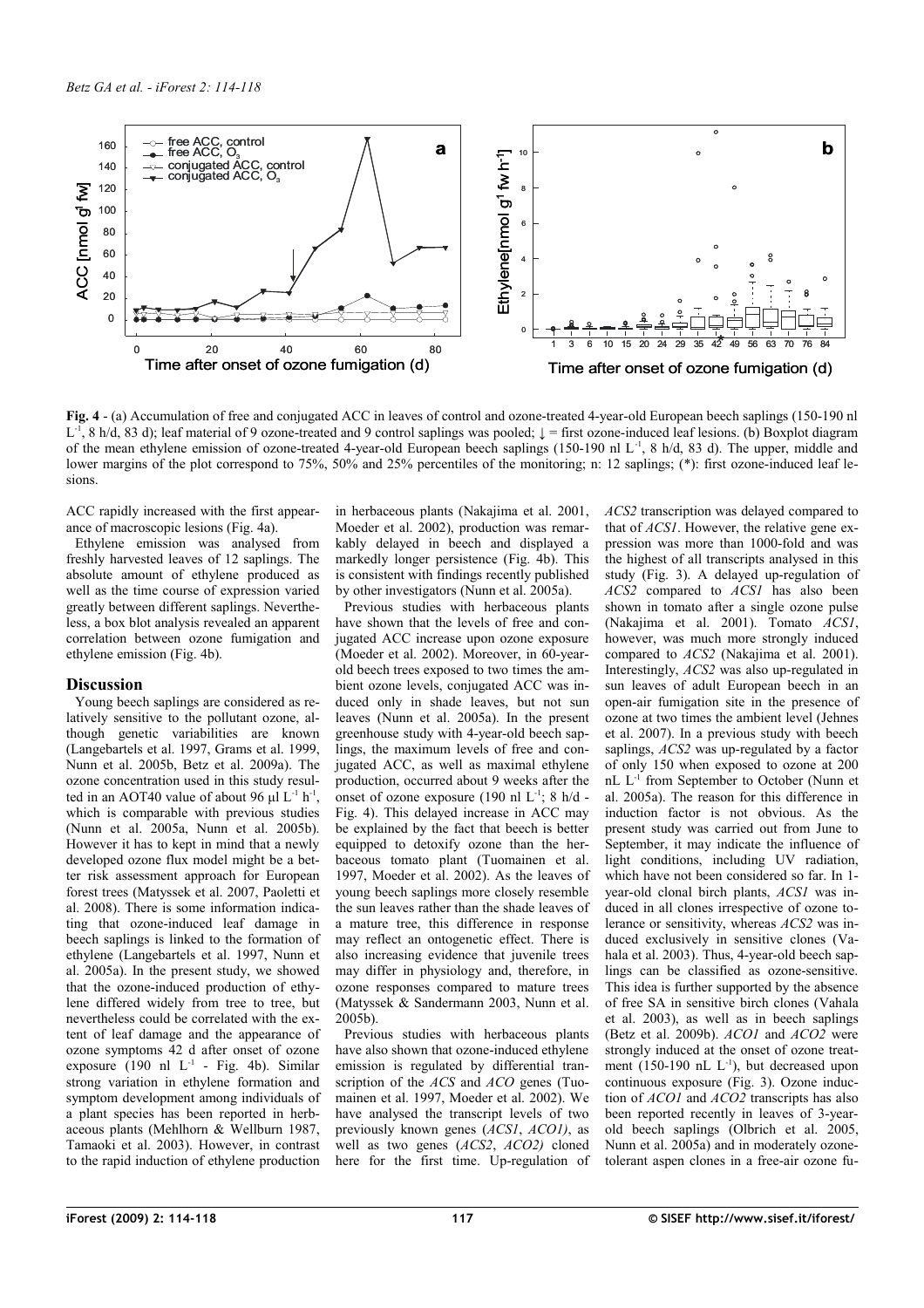**Fig. 4** - (a) Accumulation of free and conjugated ACC in leaves of control and ozone-treated 4-year-old European beech saplings (150-190 nl $L^{-1}$, 8 h/d, 83 d); leaf material of 9 ozone-treated and 9 control saplings was pooled; ↓ = first ozone-induced leaf lesions. (b) Boxplot diagram of the mean ethylene emission of ozone-treated 4-year-old European beech saplings (150-190 nl $L^{-1}$, 8 h/d, 83 d). The upper, middle and lower margins of the plot correspond to 75%, 50% and 25% percentiles of the monitoring; n: 12 saplings; (*): first ozone-induced leaf lesions.

ACC rapidly increased with the first appearance of macroscopic lesions (Fig. 4a).

Ethylene emission was analysed from freshly harvested leaves of 12 saplings. The absolute amount of ethylene produced as well as the time course of expression varied greatly between different saplings. Nevertheless, a box blot analysis revealed an apparent correlation between ozone fumigation and ethylene emission (Fig. 4b).

## Discussion

Young beech saplings are considered as relatively sensitive to the pollutant ozone, although genetic variabilities are known (Langebartels et al. 1997, Grams et al. 1999, Nunn et al. 2005b, Betz et al. 2009a). The ozone concentration used in this study resulted in an AOT40 value of about 96 µl $L^{-1}$ $h^{-1}$, which is comparable with previous studies (Nunn et al. 2005a, Nunn et al. 2005b). However it has to kept in mind that a newly developed ozone flux model might be a better risk assessment approach for European forest trees (Matyssek et al. 2007, Paoletti et al. 2008). There is some information indicating that ozone-induced leaf damage in beech saplings is linked to the formation of ethylene (Langebartels et al. 1997, Nunn et al. 2005a). In the present study, we showed that the ozone-induced production of ethylene differed widely from tree to tree, but nevertheless could be correlated with the extent of leaf damage and the appearance of ozone symptoms 42 d after onset of ozone exposure (190 nl $L^{-1}$ - Fig. 4b). Similar strong variation in ethylene formation and symptom development among individuals of a plant species has been reported in herbaceous plants (Mehlhorn & Wellburn 1987, Tamaoki et al. 2003). However, in contrast to the rapid induction of ethylene production in herbaceous plants (Nakajima et al. 2001, Moeder et al. 2002), production was remarkably delayed in beech and displayed a markedly longer persistence (Fig. 4b). This is consistent with findings recently published by other investigators (Nunn et al. 2005a).

Previous studies with herbaceous plants have shown that the levels of free and conjugated ACC increase upon ozone exposure (Moeder et al. 2002). Moreover, in 60-year-old beech trees exposed to two times the ambient ozone levels, conjugated ACC was induced only in shade leaves, but not sun leaves (Nunn et al. 2005a). In the present greenhouse study with 4-year-old beech saplings, the maximum levels of free and conjugated ACC, as well as maximal ethylene production, occurred about 9 weeks after the onset of ozone exposure (190 nl $L^{-1}$; 8 h/d - Fig. 4). This delayed increase in ACC may be explained by the fact that beech is better equipped to detoxify ozone than the herbaceous tomato plant (Tuomainen et al. 1997, Moeder et al. 2002). As the leaves of young beech saplings more closely resemble the sun leaves rather than the shade leaves of a mature tree, this difference in response may reflect an ontogenetic effect. There is also increasing evidence that juvenile trees may differ in physiology and, therefore, in ozone responses compared to mature trees (Matyssek & Sandermann 2003, Nunn et al. 2005b).

Previous studies with herbaceous plants have also shown that ozone-induced ethylene emission is regulated by differential transcription of the *ACS* and *ACO* genes (Tuomainen et al. 1997, Moeder et al. 2002). We have analysed the transcript levels of two previously known genes (*ACS1*, *ACO1)*, as well as two genes (*ACS2*, *ACO2)* cloned here for the first time. Up-regulation of *ACS2* transcription was delayed compared to that of *ACS1*. However, the relative gene expression was more than 1000-fold and was the highest of all transcripts analysed in this study (Fig. 3). A delayed up-regulation of *ACS2* compared to *ACS1* has also been shown in tomato after a single ozone pulse (Nakajima et al. 2001). Tomato *ACS1*, however, was much more strongly induced compared to *ACS2* (Nakajima et al. 2001). Interestingly, *ACS2* was also up-regulated in sun leaves of adult European beech in an open-air fumigation site in the presence of ozone at two times the ambient level (Jehnes et al. 2007). In a previous study with beech saplings, *ACS2* was up-regulated by a factor of only 150 when exposed to ozone at 200 nL $L^{-1}$ from September to October (Nunn et al. 2005a). The reason for this difference in induction factor is not obvious. As the present study was carried out from June to September, it may indicate the influence of light conditions, including UV radiation, which have not been considered so far. In 1-year-old clonal birch plants, *ACS1* was induced in all clones irrespective of ozone tolerance or sensitivity, whereas *ACS2* was induced exclusively in sensitive clones (Vahala et al. 2003). Thus, 4-year-old beech saplings can be classified as ozone-sensitive. This idea is further supported by the absence of free SA in sensitive birch clones (Vahala et al. 2003), as well as in beech saplings (Betz et al. 2009b). *ACO1* and *ACO2* were strongly induced at the onset of ozone treatment (150-190 nL $L^{-1}$), but decreased upon continuous exposure (Fig. 3). Ozone induction of *ACO1* and *ACO2* transcripts has also been reported recently in leaves of 3-year-old beech saplings (Olbrich et al. 2005, Nunn et al. 2005a) and in moderately ozone-tolerant aspen clones in a free-air ozone fu-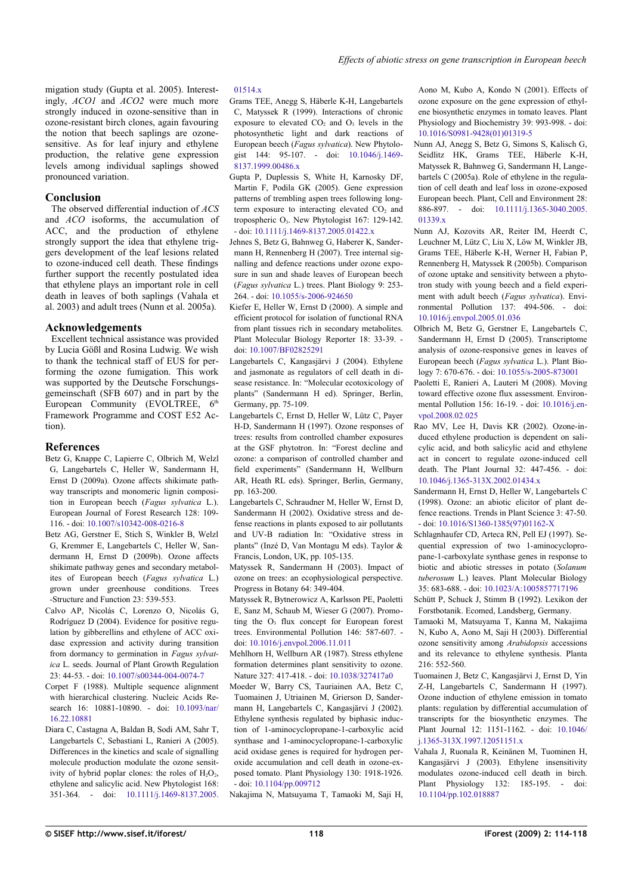migration study (Gupta et al. 2005). Interestingly, *ACO1* and *ACO2* were much more strongly induced in ozone-sensitive than in ozone-resistant birch clones, again favouring the notion that beech saplings are ozone-sensitive. As for leaf injury and ethylene production, the relative gene expression levels among individual saplings showed pronounced variation.

## Conclusion

The observed differential induction of *ACS* and *ACO* isoforms, the accumulation of ACC, and the production of ethylene strongly support the idea that ethylene triggers development of the leaf lesions related to ozone-induced cell death. These findings further support the recently postulated idea that ethylene plays an important role in cell death in leaves of both saplings (Vahala et al. 2003) and adult trees (Nunn et al. 2005a).

## Acknowledgements

Excellent technical assistance was provided by Lucia Gößl and Rosina Ludwig. We wish to thank the technical staff of EUS for performing the ozone fumigation. This work was supported by the Deutsche Forschungsgemeinschaft (SFB 607) and in part by the European Community (EVOLTREE, 6th Framework Programme and COST E52 Action).

## References

Betz G, Knappe C, Lapierre C, Olbrich M, Welzl G, Langebartels C, Heller W, Sandermann H, Ernst D (2009a). Ozone affects shikimate pathway transcripts and monomeric lignin composition in European beech (*Fagus sylvatica* L.). European Journal of Forest Research 128: 109-116. - doi: 10.1007/s10342-008-0216-8

Betz AG, Gerstner E, Stich S, Winkler B, Welzl G, Kremmer E, Langebartels C, Heller W, Sandermann H, Ernst D (2009b). Ozone affects shikimate pathway genes and secondary metabolites of European beech (*Fagus sylvatica* L.) grown under greenhouse conditions. Trees -Structure and Function 23: 539-553.

Calvo AP, Nicolás C, Lorenzo O, Nicolás G, Rodríguez D (2004). Evidence for positive regulation by gibberellins and ethylene of ACC oxidase expression and activity during transition from dormancy to germination in *Fagus sylvatica* L. seeds. Journal of Plant Growth Regulation 23: 44-53. - doi: 10.1007/s00344-004-0074-7

Corpet F (1988). Multiple sequence alignment with hierarchical clustering. Nucleic Acids Research 16: 10881-10890. - doi: 10.1093/nar/16.22.10881

Diara C, Castagna A, Baldan B, Sodi AM, Sahr T, Langebartels C, Sebastiani L, Ranieri A (2005). Differences in the kinetics and scale of signalling molecule production modulate the ozone sensitivity of hybrid poplar clones: the roles of $H_2O_2$, ethylene and salicylic acid. New Phytologist 168: 351-364. - doi: 10.1111/j.1469-8137.2005.01514.x

Grams TEE, Anegg S, Häberle K-H, Langebartels C, Matyssek R (1999). Interactions of chronic exposure to elevated $CO_2$ and $O_3$ levels in the photosynthetic light and dark reactions of European beech (*Fagus sylvatica*). New Phytologist 144: 95-107. - doi: 10.1046/j.1469-8137.1999.00486.x

Gupta P, Duplessis S, White H, Karnosky DF, Martin F, Podila GK (2005). Gene expression patterns of trembling aspen trees following long-term exposure to interacting elevated $CO_2$ and tropospheric $O_3$. New Phytologist 167: 129-142. - doi: 10.1111/j.1469-8137.2005.01422.x

Jehnes S, Betz G, Bahnweg G, Haberer K, Sandermann H, Rennenberg H (2007). Tree internal signalling and defence reactions under ozone exposure in sun and shade leaves of European beech (*Fagus sylvatica* L.) trees. Plant Biology 9: 253-264. - doi: 10.1055/s-2006-924650

Kiefer E, Heller W, Ernst D (2000). A simple and efficient protocol for isolation of functional RNA from plant tissues rich in secondary metabolites. Plant Molecular Biology Reporter 18: 33-39. - doi: 10.1007/BF02825291

Langebartels C, Kangasjärvi J (2004). Ethylene and jasmonate as regulators of cell death in disease resistance. In: "Molecular ecotoxicology of plants" (Sandermann H ed). Springer, Berlin, Germany, pp. 75-109.

Langebartels C, Ernst D, Heller W, Lütz C, Payer H-D, Sandermann H (1997). Ozone responses of trees: results from controlled chamber exposures at the GSF phytotron. In: "Forest decline and ozone: a comparison of controlled chamber and field experiments" (Sandermann H, Wellburn AR, Heath RL eds). Springer, Berlin, Germany, pp. 163-200.

Langebartels C, Schraudner M, Heller W, Ernst D, Sandermann H (2002). Oxidative stress and defense reactions in plants exposed to air pollutants and UV-B radiation In: "Oxidative stress in plants" (Inzé D, Van Montagu M eds). Taylor & Francis, London, UK, pp. 105-135.

Matyssek R, Sandermann H (2003). Impact of ozone on trees: an ecophysiological perspective. Progress in Botany 64: 349-404.

Matyssek R, Bytnerowicz A, Karlsson PE, Paoletti E, Sanz M, Schaub M, Wieser G (2007). Promoting the $O_3$ flux concept for European forest trees. Environmental Pollution 146: 587-607. - doi: 10.1016/j.envpol.2006.11.011

Mehlhorn H, Wellburn AR (1987). Stress ethylene formation determines plant sensitivity to ozone. Nature 327: 417-418. - doi: 10.1038/327417a0

Moeder W, Barry CS, Tauriainen AA, Betz C, Tuomainen J, Utriainen M, Grierson D, Sandermann H, Langebartels C, Kangasjärvi J (2002). Ethylene synthesis regulated by biphasic induction of 1-aminocyclopropane-1-carboxylic acid synthase and 1-aminocyclopropane-1-carboxylic acid oxidase genes is required for hydrogen peroxide accumulation and cell death in ozone-exposed tomato. Plant Physiology 130: 1918-1926. - doi: 10.1104/pp.009712

Nakajima N, Matsuyama T, Tamaoki M, Saji H, Aono M, Kubo A, Kondo N (2001). Effects of ozone exposure on the gene expression of ethylene biosynthetic enzymes in tomato leaves. Plant Physiology and Biochemistry 39: 993-998. - doi: 10.1016/S0981-9428(01)01319-5

Nunn AJ, Anegg S, Betz G, Simons S, Kalisch G, Seidlitz HK, Grams TEE, Häberle K-H, Matyssek R, Bahnweg G, Sandermann H, Langebartels C (2005a). Role of ethylene in the regulation of cell death and leaf loss in ozone-exposed European beech. Plant, Cell and Environment 28: 886-897. - doi: 10.1111/j.1365-3040.2005.01339.x

Nunn AJ, Kozovits AR, Reiter IM, Heerdt C, Leuchner M, Lütz C, Liu X, Löw M, Winkler JB, Grams TEE, Häberle K-H, Werner H, Fabian P, Rennenberg H, Matyssek R (2005b). Comparison of ozone uptake and sensitivity between a phytotron study with young beech and a field experiment with adult beech (*Fagus sylvatica*). Environmental Pollution 137: 494-506. - doi: 10.1016/j.envpol.2005.01.036

Olbrich M, Betz G, Gerstner E, Langebartels C, Sandermann H, Ernst D (2005). Transcriptome analysis of ozone-responsive genes in leaves of European beech (*Fagus sylvatica* L.). Plant Biology 7: 670-676. - doi: 10.1055/s-2005-873001

Paoletti E, Ranieri A, Lauteri M (2008). Moving toward effective ozone flux assessment. Environmental Pollution 156: 16-19. - doi: 10.1016/j.envpol.2008.02.025

Rao MV, Lee H, Davis KR (2002). Ozone-induced ethylene production is dependent on salicylic acid, and both salicylic acid and ethylene act in concert to regulate ozone-induced cell death. The Plant Journal 32: 447-456. - doi: 10.1046/j.1365-313X.2002.01434.x

Sandermann H, Ernst D, Heller W, Langebartels C (1998). Ozone: an abiotic elicitor of plant defence reactions. Trends in Plant Science 3: 47-50. - doi: 10.1016/S1360-1385(97)01162-X

Schlagnhaufer CD, Arteca RN, Pell EJ (1997). Sequential expression of two 1-aminocyclopropane-1-carboxylate synthase genes in response to biotic and abiotic stresses in potato (*Solanum tuberosum* L.) leaves. Plant Molecular Biology 35: 683-688. - doi: 10.1023/A:1005857717196

Schütt P, Schuck J, Stimm B (1992). Lexikon der Forstbotanik. Ecomed, Landsberg, Germany.

Tamaoki M, Matsuyama T, Kanna M, Nakajima N, Kubo A, Aono M, Saji H (2003). Differential ozone sensitivity among *Arabidopsis* accessions and its relevance to ethylene synthesis. Planta 216: 552-560.

Tuomainen J, Betz C, Kangasjärvi J, Ernst D, Yin Z-H, Langebartels C, Sandermann H (1997). Ozone induction of ethylene emission in tomato plants: regulation by differential accumulation of transcripts for the biosynthetic enzymes. The Plant Journal 12: 1151-1162. - doi: 10.1046/j.1365-313X.1997.12051151.x

Vahala J, Ruonala R, Keinänen M, Tuominen H, Kangasjärvi J (2003). Ethylene insensitivity modulates ozone-induced cell death in birch. Plant Physiology 132: 185-195. - doi: 10.1104/pp.102.018887